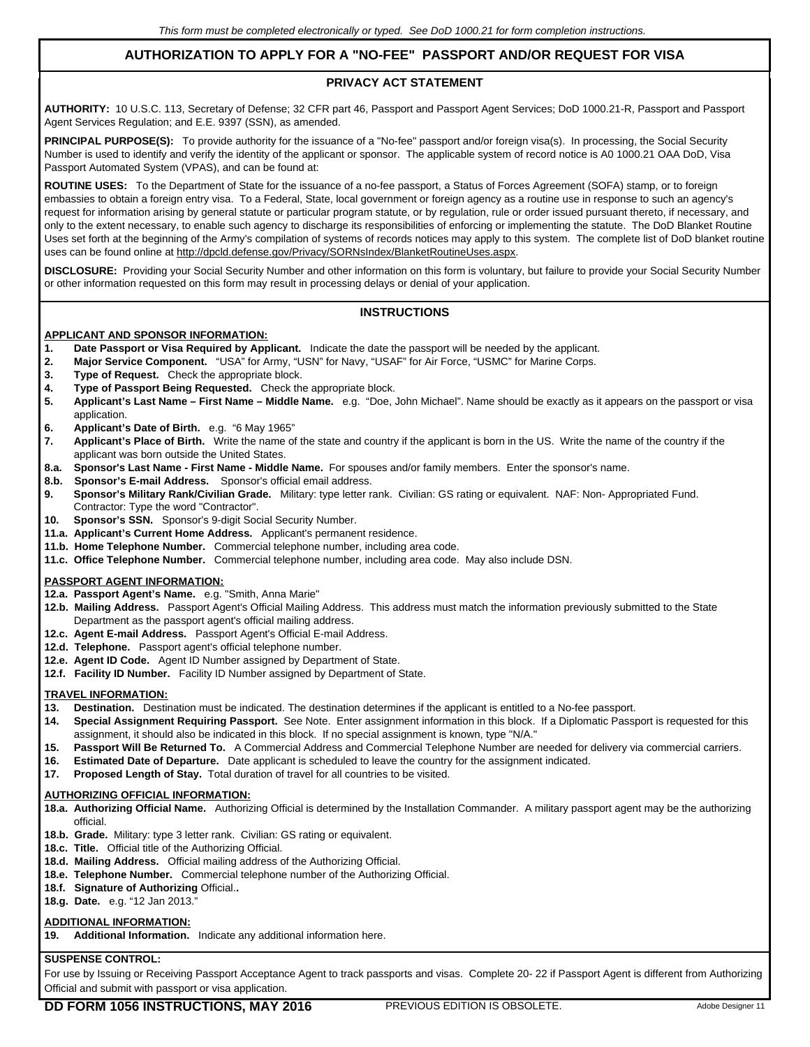*This form must be completed electronically or typed. See DoD 1000.21 for form completion instructions.*

# AUTHORIZATION TO APPLY FOR A "NO-FEE" PASSPORT AND/OR REQUEST FOR VISA

## PRIVACY ACT STATEMENT

**AUTHORITY:** 10 U.S.C. 113, Secretary of Defense; 32 CFR part 46, Passport and Passport Agent Services; DoD 1000.21-R, Passport and Passport Agent Services Regulation; and E.E. 9397 (SSN), as amended.

**PRINCIPAL PURPOSE(S):** To provide authority for the issuance of a "No-fee" passport and/or foreign visa(s). In processing, the Social Security Number is used to identify and verify the identity of the applicant or sponsor. The applicable system of record notice is A0 1000.21 OAA DoD, Visa Passport Automated System (VPAS), and can be found at:

**ROUTINE USES:** To the Department of State for the issuance of a no-fee passport, a Status of Forces Agreement (SOFA) stamp, or to foreign embassies to obtain a foreign entry visa. To a Federal, State, local government or foreign agency as a routine use in response to such an agency's request for information arising by general statute or particular program statute, or by regulation, rule or order issued pursuant thereto, if necessary, and only to the extent necessary, to enable such agency to discharge its responsibilities of enforcing or implementing the statute. The DoD Blanket Routine Uses set forth at the beginning of the Army's compilation of systems of records notices may apply to this system. The complete list of DoD blanket routine uses can be found online at http://dpcld.defense.gov/Privacy/SORNsIndex/BlanketRoutineUses.aspx.

**DISCLOSURE:** Providing your Social Security Number and other information on this form is voluntary, but failure to provide your Social Security Number or other information requested on this form may result in processing delays or denial of your application.

## INSTRUCTIONS

### APPLICANT AND SPONSOR INFORMATION:

**1. Date Passport or Visa Required by Applicant.** Indicate the date the passport will be needed by the applicant.
**2. Major Service Component.** "USA" for Army, "USN" for Navy, "USAF" for Air Force, "USMC" for Marine Corps.
**3. Type of Request.** Check the appropriate block.
**4. Type of Passport Being Requested.** Check the appropriate block.
**5. Applicant's Last Name – First Name – Middle Name.** e.g. "Doe, John Michael". Name should be exactly as it appears on the passport or visa application.
**6. Applicant's Date of Birth.** e.g. "6 May 1965"
**7. Applicant's Place of Birth.** Write the name of the state and country if the applicant is born in the US. Write the name of the country if the applicant was born outside the United States.
**8.a. Sponsor's Last Name - First Name - Middle Name.** For spouses and/or family members. Enter the sponsor's name.
**8.b. Sponsor's E-mail Address.** Sponsor's official email address.
**9. Sponsor's Military Rank/Civilian Grade.** Military: type letter rank. Civilian: GS rating or equivalent. NAF: Non- Appropriated Fund. Contractor: Type the word "Contractor".
**10. Sponsor's SSN.** Sponsor's 9-digit Social Security Number.
**11.a. Applicant's Current Home Address.** Applicant's permanent residence.
**11.b. Home Telephone Number.** Commercial telephone number, including area code.
**11.c. Office Telephone Number.** Commercial telephone number, including area code. May also include DSN.

### PASSPORT AGENT INFORMATION:

**12.a. Passport Agent's Name.** e.g. "Smith, Anna Marie"
**12.b. Mailing Address.** Passport Agent's Official Mailing Address. This address must match the information previously submitted to the State Department as the passport agent's official mailing address.
**12.c. Agent E-mail Address.** Passport Agent's Official E-mail Address.
**12.d. Telephone.** Passport agent's official telephone number.
**12.e. Agent ID Code.** Agent ID Number assigned by Department of State.
**12.f. Facility ID Number.** Facility ID Number assigned by Department of State.

### TRAVEL INFORMATION:

**13. Destination.** Destination must be indicated. The destination determines if the applicant is entitled to a No-fee passport.
**14. Special Assignment Requiring Passport.** See Note. Enter assignment information in this block. If a Diplomatic Passport is requested for this assignment, it should also be indicated in this block. If no special assignment is known, type "N/A."
**15. Passport Will Be Returned To.** A Commercial Address and Commercial Telephone Number are needed for delivery via commercial carriers.
**16. Estimated Date of Departure.** Date applicant is scheduled to leave the country for the assignment indicated.
**17. Proposed Length of Stay.** Total duration of travel for all countries to be visited.

### AUTHORIZING OFFICIAL INFORMATION:

**18.a. Authorizing Official Name.** Authorizing Official is determined by the Installation Commander. A military passport agent may be the authorizing official.
**18.b. Grade.** Military: type 3 letter rank. Civilian: GS rating or equivalent.
**18.c. Title.** Official title of the Authorizing Official.
**18.d. Mailing Address.** Official mailing address of the Authorizing Official.
**18.e. Telephone Number.** Commercial telephone number of the Authorizing Official.
**18.f. Signature of Authorizing** Official**.**
**18.g. Date.** e.g. "12 Jan 2013."

### ADDITIONAL INFORMATION:

**19. Additional Information.** Indicate any additional information here.

### SUSPENSE CONTROL:

For use by Issuing or Receiving Passport Acceptance Agent to track passports and visas. Complete 20- 22 if Passport Agent is different from Authorizing Official and submit with passport or visa application.

**DD FORM 1056 INSTRUCTIONS, MAY 2016** PREVIOUS EDITION IS OBSOLETE. Adobe Designer 11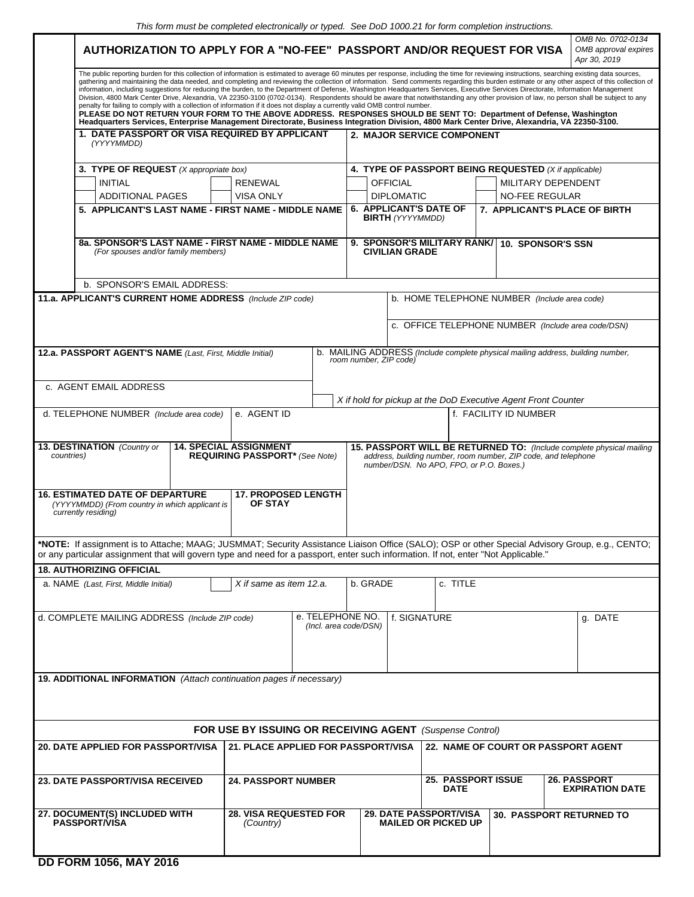*This form must be completed electronically or typed. See DoD 1000.21 for form completion instructions.*

# AUTHORIZATION TO APPLY FOR A "NO-FEE" PASSPORT AND/OR REQUEST FOR VISA

*OMB No. 0702-0134*
*OMB approval expires Apr 30, 2019*

The public reporting burden for this collection of information is estimated to average 60 minutes per response, including the time for reviewing instructions, searching existing data sources, gathering and maintaining the data needed, and completing and reviewing the collection of information. Send comments regarding this burden estimate or any other aspect of this collection of information, including suggestions for reducing the burden, to the Department of Defense, Washington Headquarters Services, Executive Services Directorate, Information Management Division, 4800 Mark Center Drive, Alexandria, VA 22350-3100 (0702-0134). Respondents should be aware that notwithstanding any other provision of law, no person shall be subject to any penalty for failing to comply with a collection of information if it does not display a currently valid OMB control number.
**PLEASE DO NOT RETURN YOUR FORM TO THE ABOVE ADDRESS. RESPONSES SHOULD BE SENT TO: Department of Defense, Washington Headquarters Services, Enterprise Management Directorate, Business Integration Division, 4800 Mark Center Drive, Alexandria, VA 22350-3100.**

| | |
|---|---|
| **1. DATE PASSPORT OR VISA REQUIRED BY APPLICANT** *(YYYYMMDD)* | **2. MAJOR SERVICE COMPONENT** |

**3. TYPE OF REQUEST** *(X appropriate box)*
- [ ] INITIAL
- [ ] RENEWAL
- [ ] ADDITIONAL PAGES
- [ ] VISA ONLY

**4. TYPE OF PASSPORT BEING REQUESTED** *(X if applicable)*
- [ ] OFFICIAL
- [ ] MILITARY DEPENDENT
- [ ] DIPLOMATIC
- [ ] NO-FEE REGULAR

| | | |
|---|---|---|
| **5. APPLICANT'S LAST NAME - FIRST NAME - MIDDLE NAME** | **6. APPLICANT'S DATE OF BIRTH** *(YYYYMMDD)* | **7. APPLICANT'S PLACE OF BIRTH** |

| | | |
|---|---|---|
| **8a. SPONSOR'S LAST NAME - FIRST NAME - MIDDLE NAME** *(For spouses and/or family members)* | **9. SPONSOR'S MILITARY RANK/ CIVILIAN GRADE** | **10. SPONSOR'S SSN** |

b. SPONSOR'S EMAIL ADDRESS:

| | |
|---|---|
| **11.a. APPLICANT'S CURRENT HOME ADDRESS** *(Include ZIP code)* | b. HOME TELEPHONE NUMBER *(Include area code)* |
| | c. OFFICE TELEPHONE NUMBER *(Include area code/DSN)* |

| | |
|---|---|
| **12.a. PASSPORT AGENT'S NAME** *(Last, First, Middle Initial)* | b. MAILING ADDRESS *(Include complete physical mailing address, building number, room number, ZIP code)* |
| c. AGENT EMAIL ADDRESS | [ ] *X if hold for pickup at the DoD Executive Agent Front Counter* |

| | | |
|---|---|---|
| d. TELEPHONE NUMBER *(Include area code)* | e. AGENT ID | f. FACILITY ID NUMBER |

| | | |
|---|---|---|
| **13. DESTINATION** *(Country or countries)* | **14. SPECIAL ASSIGNMENT REQUIRING PASSPORT*** *(See Note)* | **15. PASSPORT WILL BE RETURNED TO:** *(Include complete physical mailing address, building number, room number, ZIP code, and telephone number/DSN. No APO, FPO, or P.O. Boxes.)* |
| **16. ESTIMATED DATE OF DEPARTURE** *(YYYYMMDD) (From country in which applicant is currently residing)* | **17. PROPOSED LENGTH OF STAY** | |

***NOTE:** If assignment is to Attache; MAAG; JUSMMAT; Security Assistance Liaison Office (SALO); OSP or other Special Advisory Group, e.g., CENTO; or any particular assignment that will govern type and need for a passport, enter such information. If not, enter "Not Applicable."

**18. AUTHORIZING OFFICIAL**

| | | |
|---|---|---|
| a. NAME *(Last, First, Middle Initial)* [ ] *X if same as item 12.a.* | b. GRADE | c. TITLE |

| | | | |
|---|---|---|---|
| d. COMPLETE MAILING ADDRESS *(Include ZIP code)* | e. TELEPHONE NO. *(Incl. area code/DSN)* | f. SIGNATURE | g. DATE |

**19. ADDITIONAL INFORMATION** *(Attach continuation pages if necessary)*

## FOR USE BY ISSUING OR RECEIVING AGENT *(Suspense Control)*

| | | |
|---|---|---|
| **20. DATE APPLIED FOR PASSPORT/VISA** | **21. PLACE APPLIED FOR PASSPORT/VISA** | **22. NAME OF COURT OR PASSPORT AGENT** |

| | | | |
|---|---|---|---|
| **23. DATE PASSPORT/VISA RECEIVED** | **24. PASSPORT NUMBER** | **25. PASSPORT ISSUE DATE** | **26. PASSPORT EXPIRATION DATE** |

| | | | |
|---|---|---|---|
| **27. DOCUMENT(S) INCLUDED WITH PASSPORT/VISA** | **28. VISA REQUESTED FOR** *(Country)* | **29. DATE PASSPORT/VISA MAILED OR PICKED UP** | **30. PASSPORT RETURNED TO** |

**DD FORM 1056, MAY 2016**